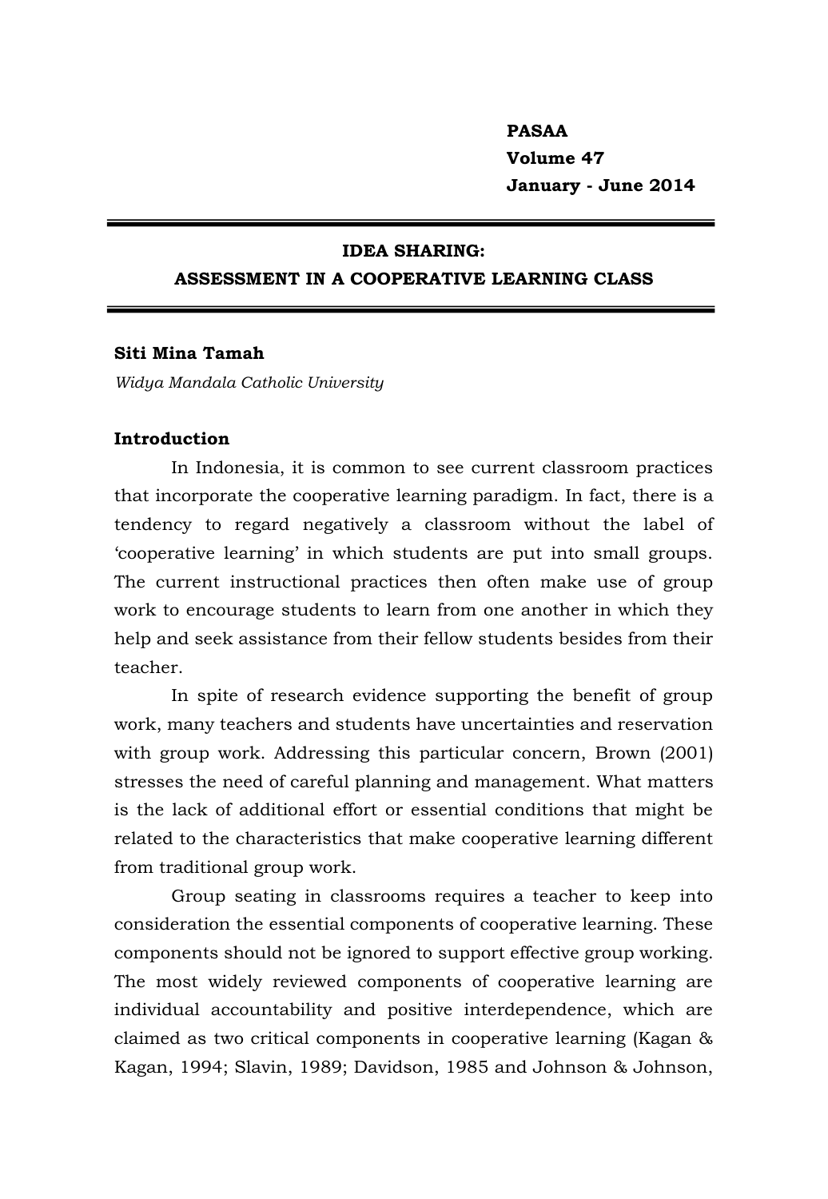PASAA
Volume 47
January - June 2014

# IDEA SHARING: ASSESSMENT IN A COOPERATIVE LEARNING CLASS

**Siti Mina Tamah**
*Widya Mandala Catholic University*

## Introduction

In Indonesia, it is common to see current classroom practices that incorporate the cooperative learning paradigm. In fact, there is a tendency to regard negatively a classroom without the label of 'cooperative learning' in which students are put into small groups. The current instructional practices then often make use of group work to encourage students to learn from one another in which they help and seek assistance from their fellow students besides from their teacher.

In spite of research evidence supporting the benefit of group work, many teachers and students have uncertainties and reservation with group work. Addressing this particular concern, Brown (2001) stresses the need of careful planning and management. What matters is the lack of additional effort or essential conditions that might be related to the characteristics that make cooperative learning different from traditional group work.

Group seating in classrooms requires a teacher to keep into consideration the essential components of cooperative learning. These components should not be ignored to support effective group working. The most widely reviewed components of cooperative learning are individual accountability and positive interdependence, which are claimed as two critical components in cooperative learning (Kagan & Kagan, 1994; Slavin, 1989; Davidson, 1985 and Johnson & Johnson,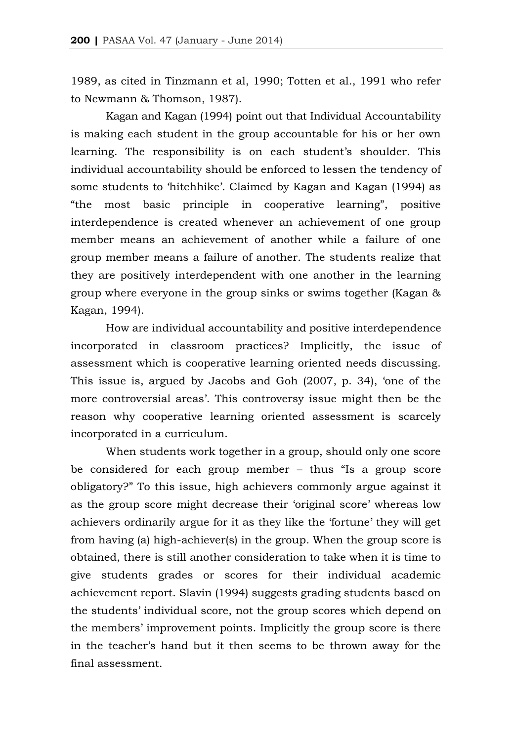1989, as cited in Tinzmann et al, 1990; Totten et al., 1991 who refer to Newmann & Thomson, 1987).

Kagan and Kagan (1994) point out that Individual Accountability is making each student in the group accountable for his or her own learning. The responsibility is on each student's shoulder. This individual accountability should be enforced to lessen the tendency of some students to 'hitchhike'. Claimed by Kagan and Kagan (1994) as "the most basic principle in cooperative learning", positive interdependence is created whenever an achievement of one group member means an achievement of another while a failure of one group member means a failure of another. The students realize that they are positively interdependent with one another in the learning group where everyone in the group sinks or swims together (Kagan & Kagan, 1994).

How are individual accountability and positive interdependence incorporated in classroom practices? Implicitly, the issue of assessment which is cooperative learning oriented needs discussing. This issue is, argued by Jacobs and Goh (2007, p. 34), 'one of the more controversial areas'. This controversy issue might then be the reason why cooperative learning oriented assessment is scarcely incorporated in a curriculum.

When students work together in a group, should only one score be considered for each group member – thus "Is a group score obligatory?" To this issue, high achievers commonly argue against it as the group score might decrease their 'original score' whereas low achievers ordinarily argue for it as they like the 'fortune' they will get from having (a) high-achiever(s) in the group. When the group score is obtained, there is still another consideration to take when it is time to give students grades or scores for their individual academic achievement report. Slavin (1994) suggests grading students based on the students' individual score, not the group scores which depend on the members' improvement points. Implicitly the group score is there in the teacher's hand but it then seems to be thrown away for the final assessment.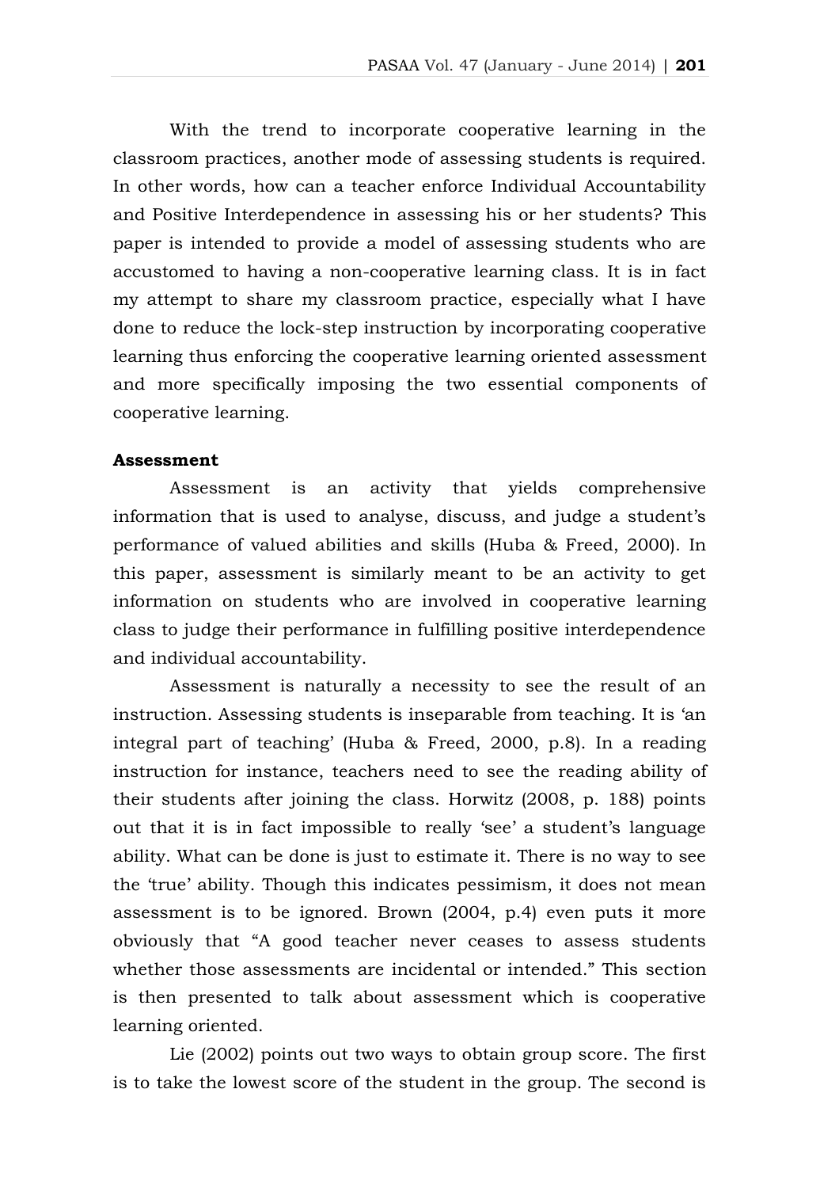With the trend to incorporate cooperative learning in the classroom practices, another mode of assessing students is required. In other words, how can a teacher enforce Individual Accountability and Positive Interdependence in assessing his or her students? This paper is intended to provide a model of assessing students who are accustomed to having a non-cooperative learning class. It is in fact my attempt to share my classroom practice, especially what I have done to reduce the lock-step instruction by incorporating cooperative learning thus enforcing the cooperative learning oriented assessment and more specifically imposing the two essential components of cooperative learning.

**Assessment**

Assessment is an activity that yields comprehensive information that is used to analyse, discuss, and judge a student's performance of valued abilities and skills (Huba & Freed, 2000). In this paper, assessment is similarly meant to be an activity to get information on students who are involved in cooperative learning class to judge their performance in fulfilling positive interdependence and individual accountability.

Assessment is naturally a necessity to see the result of an instruction. Assessing students is inseparable from teaching. It is 'an integral part of teaching' (Huba & Freed, 2000, p.8). In a reading instruction for instance, teachers need to see the reading ability of their students after joining the class. Horwitz (2008, p. 188) points out that it is in fact impossible to really 'see' a student's language ability. What can be done is just to estimate it. There is no way to see the 'true' ability. Though this indicates pessimism, it does not mean assessment is to be ignored. Brown (2004, p.4) even puts it more obviously that "A good teacher never ceases to assess students whether those assessments are incidental or intended." This section is then presented to talk about assessment which is cooperative learning oriented.

Lie (2002) points out two ways to obtain group score. The first is to take the lowest score of the student in the group. The second is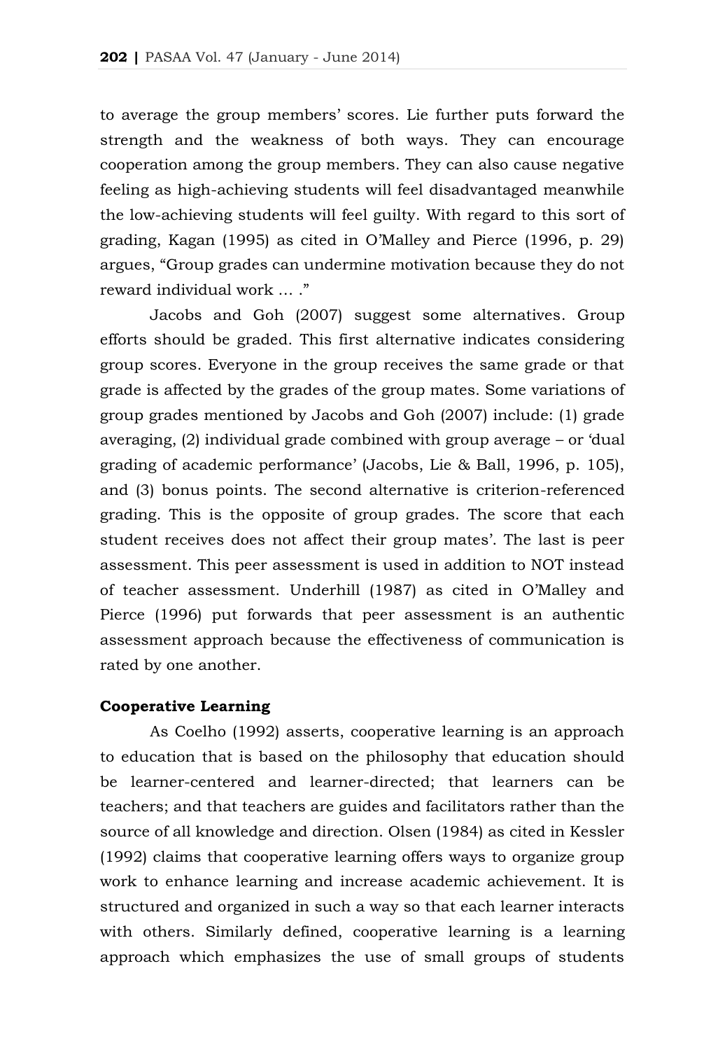to average the group members' scores. Lie further puts forward the strength and the weakness of both ways. They can encourage cooperation among the group members. They can also cause negative feeling as high-achieving students will feel disadvantaged meanwhile the low-achieving students will feel guilty. With regard to this sort of grading, Kagan (1995) as cited in O'Malley and Pierce (1996, p. 29) argues, "Group grades can undermine motivation because they do not reward individual work … ."

Jacobs and Goh (2007) suggest some alternatives. Group efforts should be graded. This first alternative indicates considering group scores. Everyone in the group receives the same grade or that grade is affected by the grades of the group mates. Some variations of group grades mentioned by Jacobs and Goh (2007) include: (1) grade averaging, (2) individual grade combined with group average – or 'dual grading of academic performance' (Jacobs, Lie & Ball, 1996, p. 105), and (3) bonus points. The second alternative is criterion-referenced grading. This is the opposite of group grades. The score that each student receives does not affect their group mates'. The last is peer assessment. This peer assessment is used in addition to NOT instead of teacher assessment. Underhill (1987) as cited in O'Malley and Pierce (1996) put forwards that peer assessment is an authentic assessment approach because the effectiveness of communication is rated by one another.

### Cooperative Learning

As Coelho (1992) asserts, cooperative learning is an approach to education that is based on the philosophy that education should be learner-centered and learner-directed; that learners can be teachers; and that teachers are guides and facilitators rather than the source of all knowledge and direction. Olsen (1984) as cited in Kessler (1992) claims that cooperative learning offers ways to organize group work to enhance learning and increase academic achievement. It is structured and organized in such a way so that each learner interacts with others. Similarly defined, cooperative learning is a learning approach which emphasizes the use of small groups of students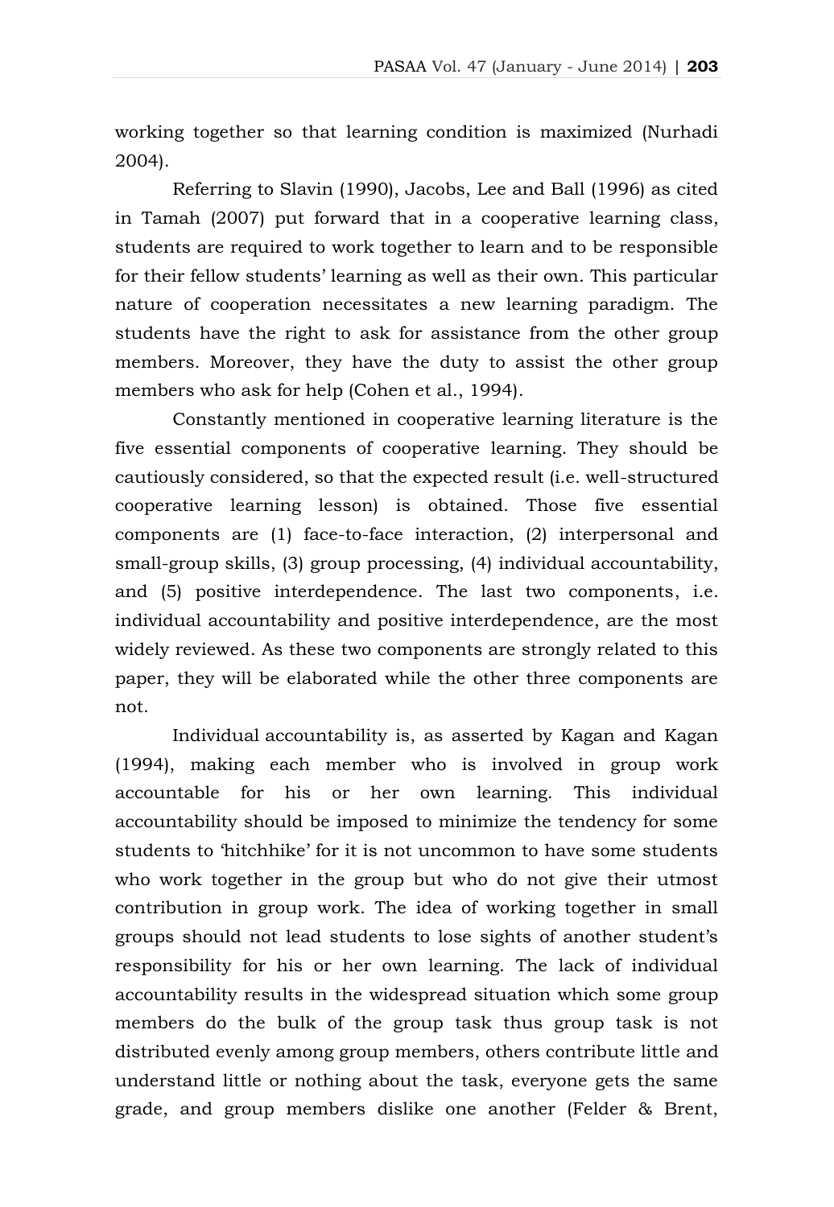working together so that learning condition is maximized (Nurhadi 2004).

Referring to Slavin (1990), Jacobs, Lee and Ball (1996) as cited in Tamah (2007) put forward that in a cooperative learning class, students are required to work together to learn and to be responsible for their fellow students' learning as well as their own. This particular nature of cooperation necessitates a new learning paradigm. The students have the right to ask for assistance from the other group members. Moreover, they have the duty to assist the other group members who ask for help (Cohen et al., 1994).

Constantly mentioned in cooperative learning literature is the five essential components of cooperative learning. They should be cautiously considered, so that the expected result (i.e. well-structured cooperative learning lesson) is obtained. Those five essential components are (1) face-to-face interaction, (2) interpersonal and small-group skills, (3) group processing, (4) individual accountability, and (5) positive interdependence. The last two components, i.e. individual accountability and positive interdependence, are the most widely reviewed. As these two components are strongly related to this paper, they will be elaborated while the other three components are not.

Individual accountability is, as asserted by Kagan and Kagan (1994), making each member who is involved in group work accountable for his or her own learning. This individual accountability should be imposed to minimize the tendency for some students to 'hitchhike' for it is not uncommon to have some students who work together in the group but who do not give their utmost contribution in group work. The idea of working together in small groups should not lead students to lose sights of another student's responsibility for his or her own learning. The lack of individual accountability results in the widespread situation which some group members do the bulk of the group task thus group task is not distributed evenly among group members, others contribute little and understand little or nothing about the task, everyone gets the same grade, and group members dislike one another (Felder & Brent,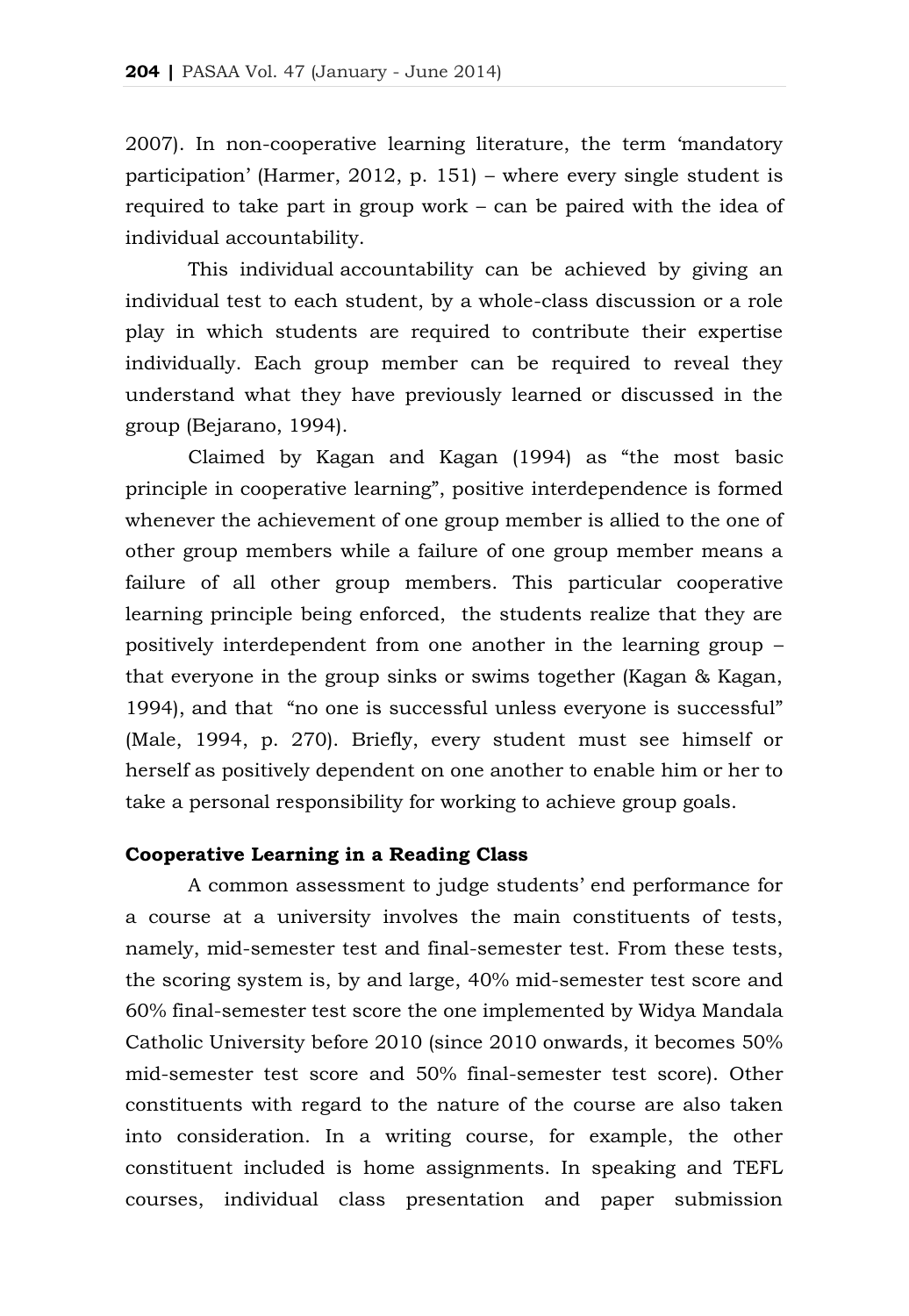2007). In non-cooperative learning literature, the term 'mandatory participation' (Harmer, 2012, p. 151) – where every single student is required to take part in group work – can be paired with the idea of individual accountability.

This individual accountability can be achieved by giving an individual test to each student, by a whole-class discussion or a role play in which students are required to contribute their expertise individually. Each group member can be required to reveal they understand what they have previously learned or discussed in the group (Bejarano, 1994).

Claimed by Kagan and Kagan (1994) as "the most basic principle in cooperative learning", positive interdependence is formed whenever the achievement of one group member is allied to the one of other group members while a failure of one group member means a failure of all other group members. This particular cooperative learning principle being enforced, the students realize that they are positively interdependent from one another in the learning group – that everyone in the group sinks or swims together (Kagan & Kagan, 1994), and that "no one is successful unless everyone is successful" (Male, 1994, p. 270). Briefly, every student must see himself or herself as positively dependent on one another to enable him or her to take a personal responsibility for working to achieve group goals.

**Cooperative Learning in a Reading Class**

A common assessment to judge students' end performance for a course at a university involves the main constituents of tests, namely, mid-semester test and final-semester test. From these tests, the scoring system is, by and large, 40% mid-semester test score and 60% final-semester test score the one implemented by Widya Mandala Catholic University before 2010 (since 2010 onwards, it becomes 50% mid-semester test score and 50% final-semester test score). Other constituents with regard to the nature of the course are also taken into consideration. In a writing course, for example, the other constituent included is home assignments. In speaking and TEFL courses, individual class presentation and paper submission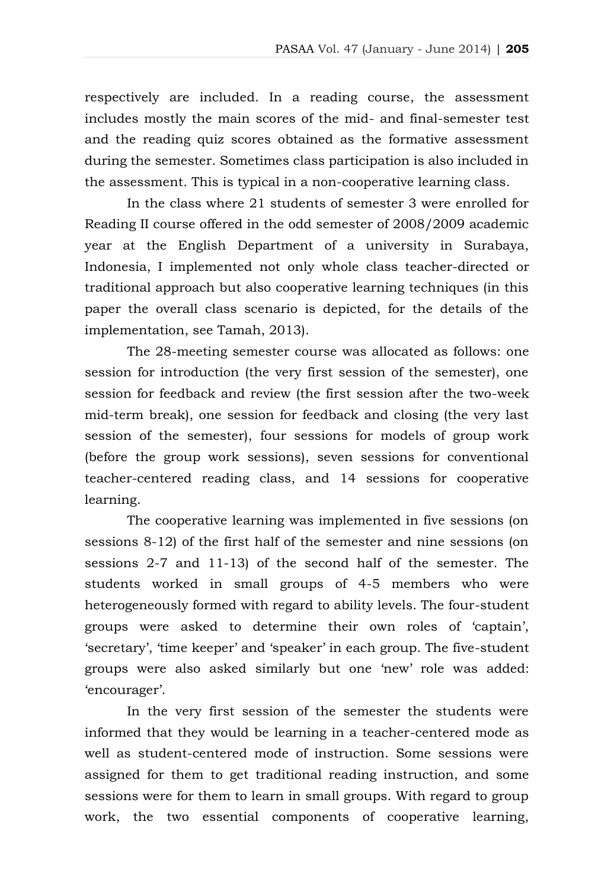respectively are included. In a reading course, the assessment includes mostly the main scores of the mid- and final-semester test and the reading quiz scores obtained as the formative assessment during the semester. Sometimes class participation is also included in the assessment. This is typical in a non-cooperative learning class.

In the class where 21 students of semester 3 were enrolled for Reading II course offered in the odd semester of 2008/2009 academic year at the English Department of a university in Surabaya, Indonesia, I implemented not only whole class teacher-directed or traditional approach but also cooperative learning techniques (in this paper the overall class scenario is depicted, for the details of the implementation, see Tamah, 2013).

The 28-meeting semester course was allocated as follows: one session for introduction (the very first session of the semester), one session for feedback and review (the first session after the two-week mid-term break), one session for feedback and closing (the very last session of the semester), four sessions for models of group work (before the group work sessions), seven sessions for conventional teacher-centered reading class, and 14 sessions for cooperative learning.

The cooperative learning was implemented in five sessions (on sessions 8-12) of the first half of the semester and nine sessions (on sessions 2-7 and 11-13) of the second half of the semester. The students worked in small groups of 4-5 members who were heterogeneously formed with regard to ability levels. The four-student groups were asked to determine their own roles of 'captain', 'secretary', 'time keeper' and 'speaker' in each group. The five-student groups were also asked similarly but one 'new' role was added: 'encourager'.

In the very first session of the semester the students were informed that they would be learning in a teacher-centered mode as well as student-centered mode of instruction. Some sessions were assigned for them to get traditional reading instruction, and some sessions were for them to learn in small groups. With regard to group work, the two essential components of cooperative learning,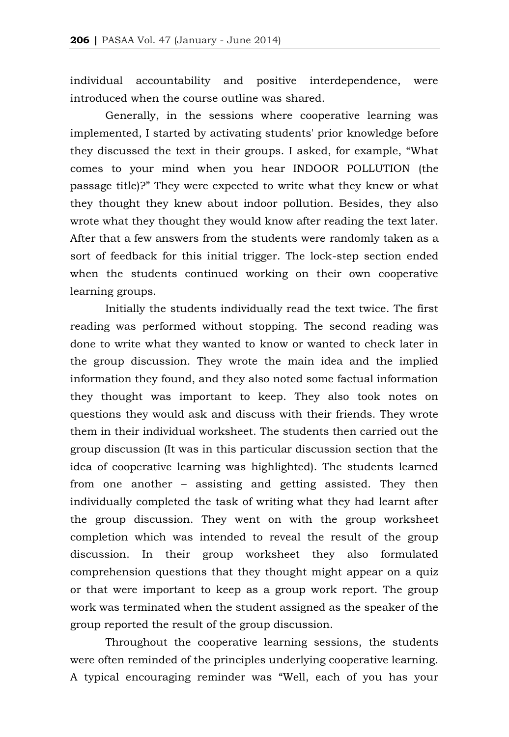individual accountability and positive interdependence, were introduced when the course outline was shared.

Generally, in the sessions where cooperative learning was implemented, I started by activating students' prior knowledge before they discussed the text in their groups. I asked, for example, "What comes to your mind when you hear INDOOR POLLUTION (the passage title)?" They were expected to write what they knew or what they thought they knew about indoor pollution. Besides, they also wrote what they thought they would know after reading the text later. After that a few answers from the students were randomly taken as a sort of feedback for this initial trigger. The lock-step section ended when the students continued working on their own cooperative learning groups.

Initially the students individually read the text twice. The first reading was performed without stopping. The second reading was done to write what they wanted to know or wanted to check later in the group discussion. They wrote the main idea and the implied information they found, and they also noted some factual information they thought was important to keep. They also took notes on questions they would ask and discuss with their friends. They wrote them in their individual worksheet. The students then carried out the group discussion (It was in this particular discussion section that the idea of cooperative learning was highlighted). The students learned from one another – assisting and getting assisted. They then individually completed the task of writing what they had learnt after the group discussion. They went on with the group worksheet completion which was intended to reveal the result of the group discussion. In their group worksheet they also formulated comprehension questions that they thought might appear on a quiz or that were important to keep as a group work report. The group work was terminated when the student assigned as the speaker of the group reported the result of the group discussion.

Throughout the cooperative learning sessions, the students were often reminded of the principles underlying cooperative learning. A typical encouraging reminder was "Well, each of you has your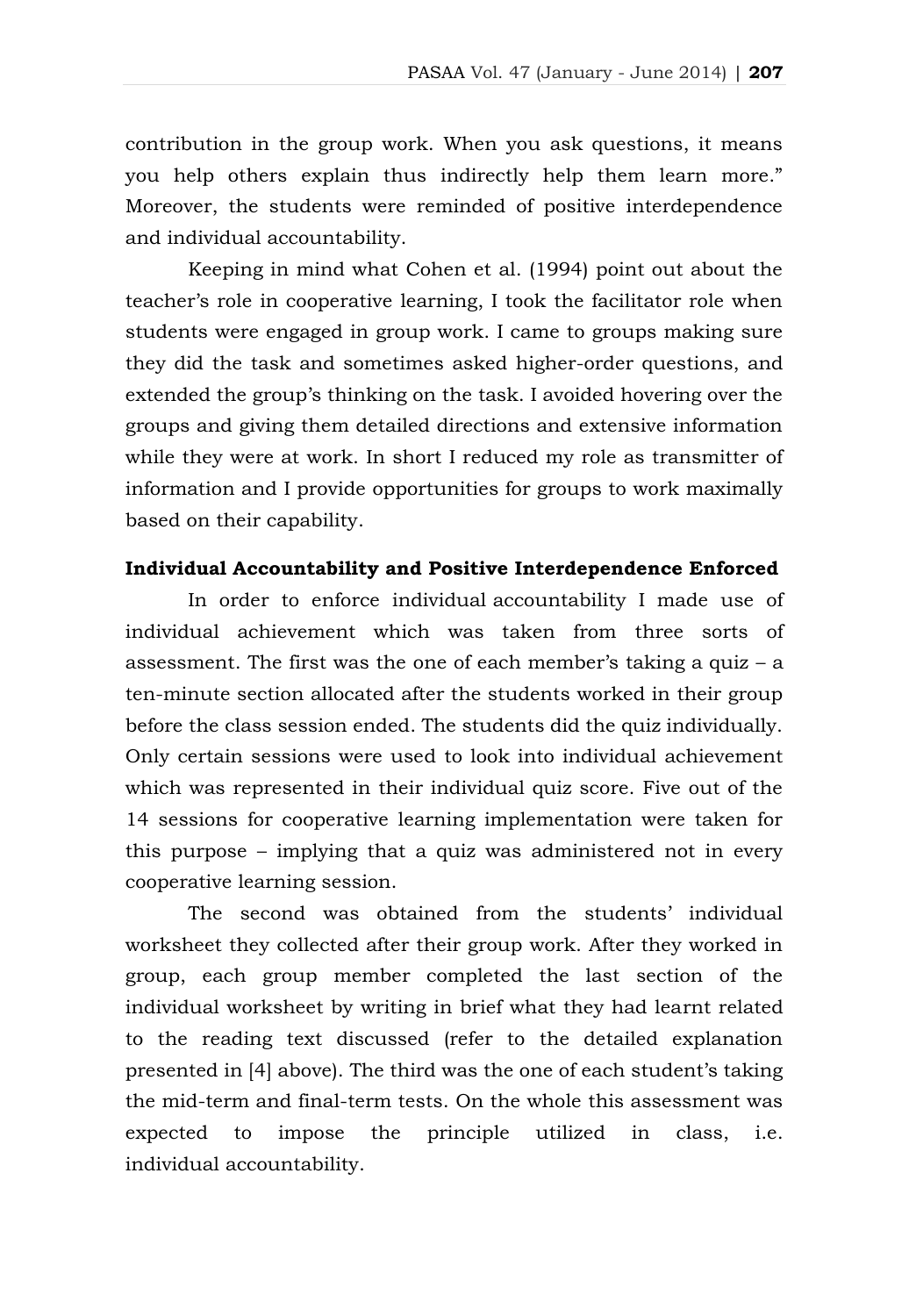contribution in the group work. When you ask questions, it means you help others explain thus indirectly help them learn more." Moreover, the students were reminded of positive interdependence and individual accountability.

Keeping in mind what Cohen et al. (1994) point out about the teacher's role in cooperative learning, I took the facilitator role when students were engaged in group work. I came to groups making sure they did the task and sometimes asked higher-order questions, and extended the group's thinking on the task. I avoided hovering over the groups and giving them detailed directions and extensive information while they were at work. In short I reduced my role as transmitter of information and I provide opportunities for groups to work maximally based on their capability.

**Individual Accountability and Positive Interdependence Enforced**

In order to enforce individual accountability I made use of individual achievement which was taken from three sorts of assessment. The first was the one of each member's taking a quiz – a ten-minute section allocated after the students worked in their group before the class session ended. The students did the quiz individually. Only certain sessions were used to look into individual achievement which was represented in their individual quiz score. Five out of the 14 sessions for cooperative learning implementation were taken for this purpose – implying that a quiz was administered not in every cooperative learning session.

The second was obtained from the students' individual worksheet they collected after their group work. After they worked in group, each group member completed the last section of the individual worksheet by writing in brief what they had learnt related to the reading text discussed (refer to the detailed explanation presented in [4] above). The third was the one of each student's taking the mid-term and final-term tests. On the whole this assessment was expected to impose the principle utilized in class, i.e. individual accountability.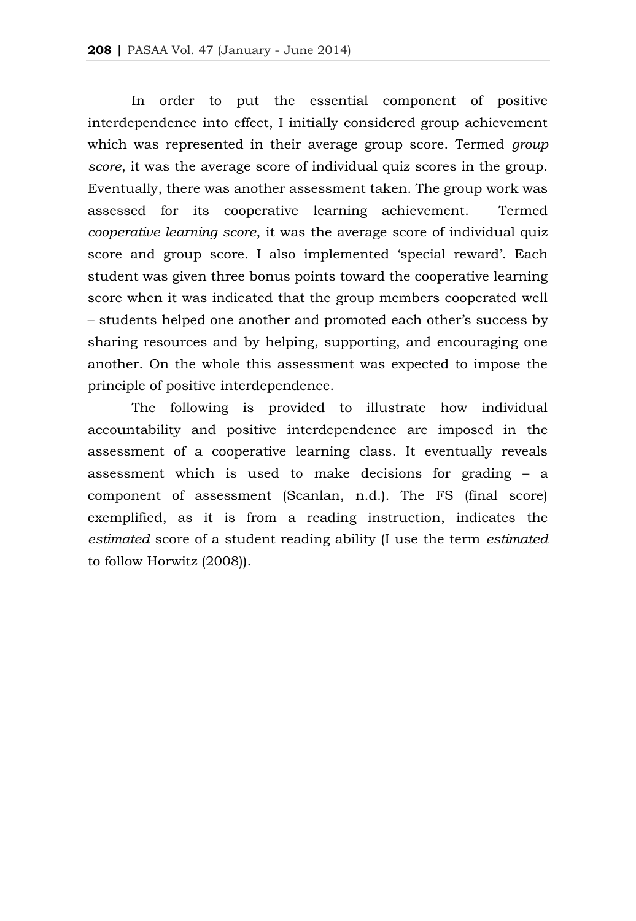In order to put the essential component of positive interdependence into effect, I initially considered group achievement which was represented in their average group score. Termed *group score*, it was the average score of individual quiz scores in the group. Eventually, there was another assessment taken. The group work was assessed for its cooperative learning achievement. Termed *cooperative learning score*, it was the average score of individual quiz score and group score. I also implemented 'special reward'. Each student was given three bonus points toward the cooperative learning score when it was indicated that the group members cooperated well – students helped one another and promoted each other's success by sharing resources and by helping, supporting, and encouraging one another. On the whole this assessment was expected to impose the principle of positive interdependence.

The following is provided to illustrate how individual accountability and positive interdependence are imposed in the assessment of a cooperative learning class. It eventually reveals assessment which is used to make decisions for grading – a component of assessment (Scanlan, n.d.). The FS (final score) exemplified, as it is from a reading instruction, indicates the *estimated* score of a student reading ability (I use the term *estimated* to follow Horwitz (2008)).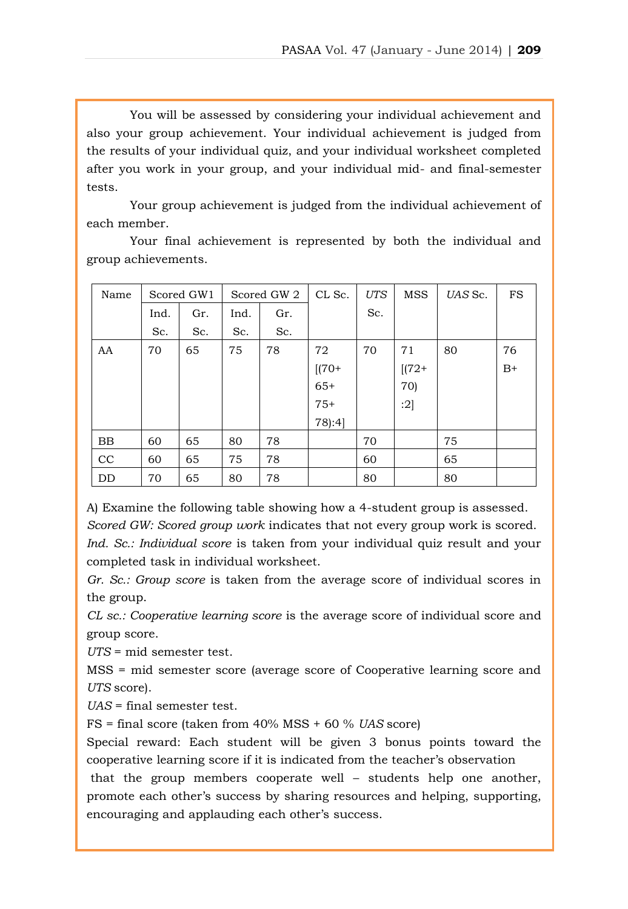You will be assessed by considering your individual achievement and also your group achievement. Your individual achievement is judged from the results of your individual quiz, and your individual worksheet completed after you work in your group, and your individual mid- and final-semester tests.

Your group achievement is judged from the individual achievement of each member.

Your final achievement is represented by both the individual and group achievements.

| Name | Scored GW1 | | Scored GW 2 | | CL Sc. | *UTS* Sc. | MSS | *UAS* Sc. | FS |
|---|---|---|---|---|---|---|---|---|---|
| | Ind. Sc. | Gr. Sc. | Ind. Sc. | Gr. Sc. | | | | | |
| AA | 70 | 65 | 75 | 78 | 72 [(70+ 65+ 75+ 78):4] | 70 | 71 [(72+ 70) :2] | 80 | 76 B+ |
| BB | 60 | 65 | 80 | 78 | | 70 | | 75 | |
| CC | 60 | 65 | 75 | 78 | | 60 | | 65 | |
| DD | 70 | 65 | 80 | 78 | | 80 | | 80 | |

A) Examine the following table showing how a 4-student group is assessed.

*Scored GW: Scored group work* indicates that not every group work is scored.

*Ind. Sc.: Individual score* is taken from your individual quiz result and your completed task in individual worksheet.

*Gr. Sc.: Group score* is taken from the average score of individual scores in the group.

*CL sc.: Cooperative learning score* is the average score of individual score and group score.

*UTS* = mid semester test.

MSS = mid semester score (average score of Cooperative learning score and *UTS* score).

*UAS* = final semester test.

FS = final score (taken from 40% MSS + 60 % *UAS* score)

Special reward: Each student will be given 3 bonus points toward the cooperative learning score if it is indicated from the teacher's observation that the group members cooperate well – students help one another, promote each other's success by sharing resources and helping, supporting, encouraging and applauding each other's success.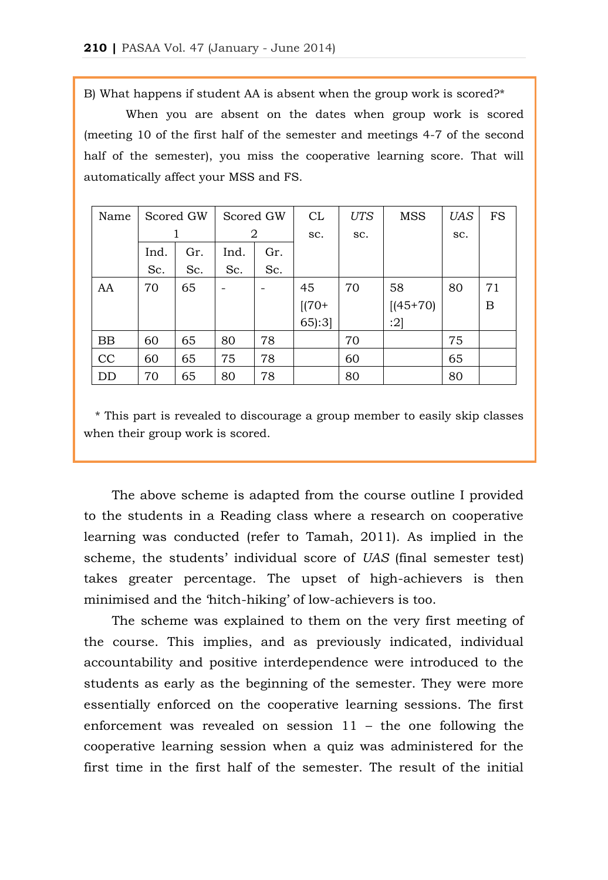B) What happens if student AA is absent when the group work is scored?*

When you are absent on the dates when group work is scored (meeting 10 of the first half of the semester and meetings 4-7 of the second half of the semester), you miss the cooperative learning score. That will automatically affect your MSS and FS.

| Name | Scored GW 1 | | Scored GW 2 | | CL sc. | *UTS* sc. | MSS | *UAS* sc. | FS |
|---|---|---|---|---|---|---|---|---|---|
| | Ind. Sc. | Gr. Sc. | Ind. Sc. | Gr. Sc. | | | | | |
| AA | 70 | 65 | - | - | 45 [(70+ 65):3] | 70 | 58 [(45+70) :2] | 80 | 71 B |
| BB | 60 | 65 | 80 | 78 | | 70 | | 75 | |
| CC | 60 | 65 | 75 | 78 | | 60 | | 65 | |
| DD | 70 | 65 | 80 | 78 | | 80 | | 80 | |

\* This part is revealed to discourage a group member to easily skip classes when their group work is scored.

The above scheme is adapted from the course outline I provided to the students in a Reading class where a research on cooperative learning was conducted (refer to Tamah, 2011). As implied in the scheme, the students' individual score of *UAS* (final semester test) takes greater percentage. The upset of high-achievers is then minimised and the 'hitch-hiking' of low-achievers is too.

The scheme was explained to them on the very first meeting of the course. This implies, and as previously indicated, individual accountability and positive interdependence were introduced to the students as early as the beginning of the semester. They were more essentially enforced on the cooperative learning sessions. The first enforcement was revealed on session 11 – the one following the cooperative learning session when a quiz was administered for the first time in the first half of the semester. The result of the initial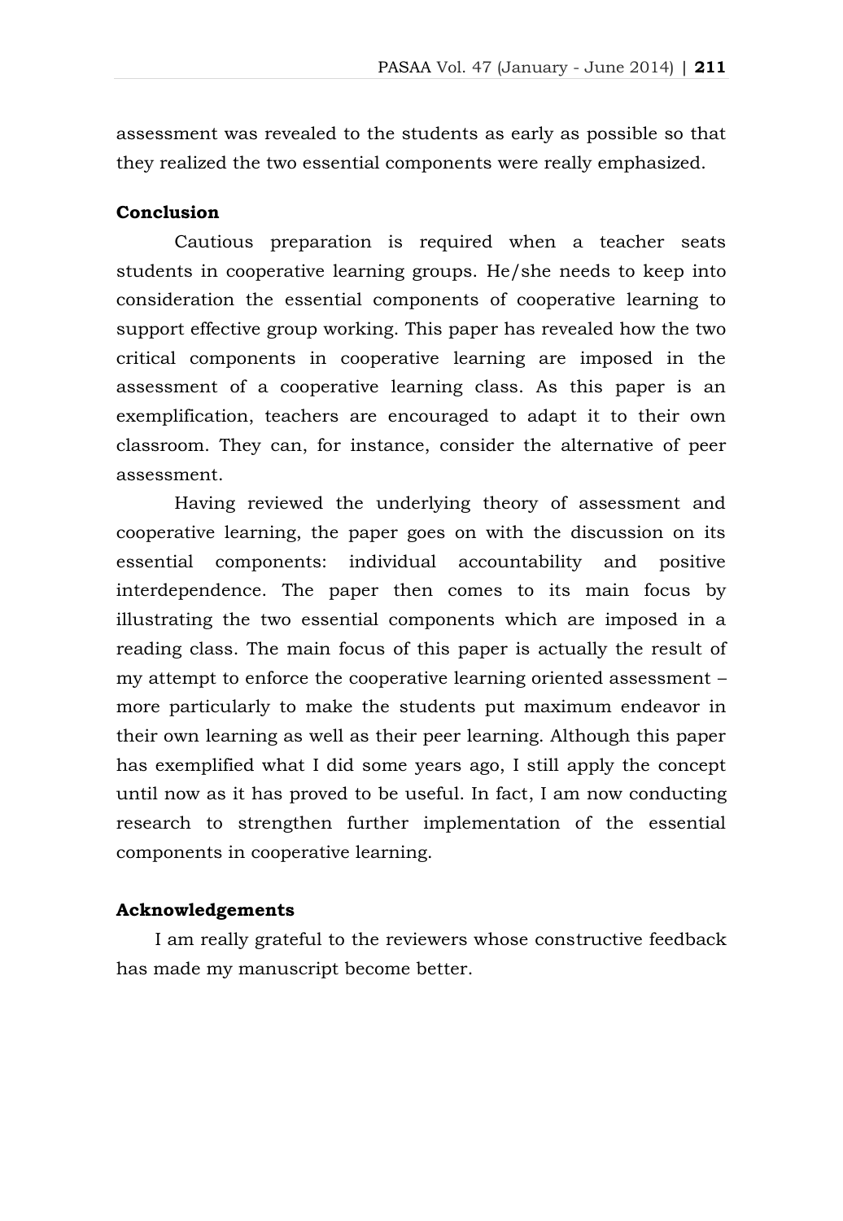assessment was revealed to the students as early as possible so that they realized the two essential components were really emphasized.

## Conclusion

Cautious preparation is required when a teacher seats students in cooperative learning groups. He/she needs to keep into consideration the essential components of cooperative learning to support effective group working. This paper has revealed how the two critical components in cooperative learning are imposed in the assessment of a cooperative learning class. As this paper is an exemplification, teachers are encouraged to adapt it to their own classroom. They can, for instance, consider the alternative of peer assessment.

Having reviewed the underlying theory of assessment and cooperative learning, the paper goes on with the discussion on its essential components: individual accountability and positive interdependence. The paper then comes to its main focus by illustrating the two essential components which are imposed in a reading class. The main focus of this paper is actually the result of my attempt to enforce the cooperative learning oriented assessment – more particularly to make the students put maximum endeavor in their own learning as well as their peer learning. Although this paper has exemplified what I did some years ago, I still apply the concept until now as it has proved to be useful. In fact, I am now conducting research to strengthen further implementation of the essential components in cooperative learning.

## Acknowledgements

I am really grateful to the reviewers whose constructive feedback has made my manuscript become better.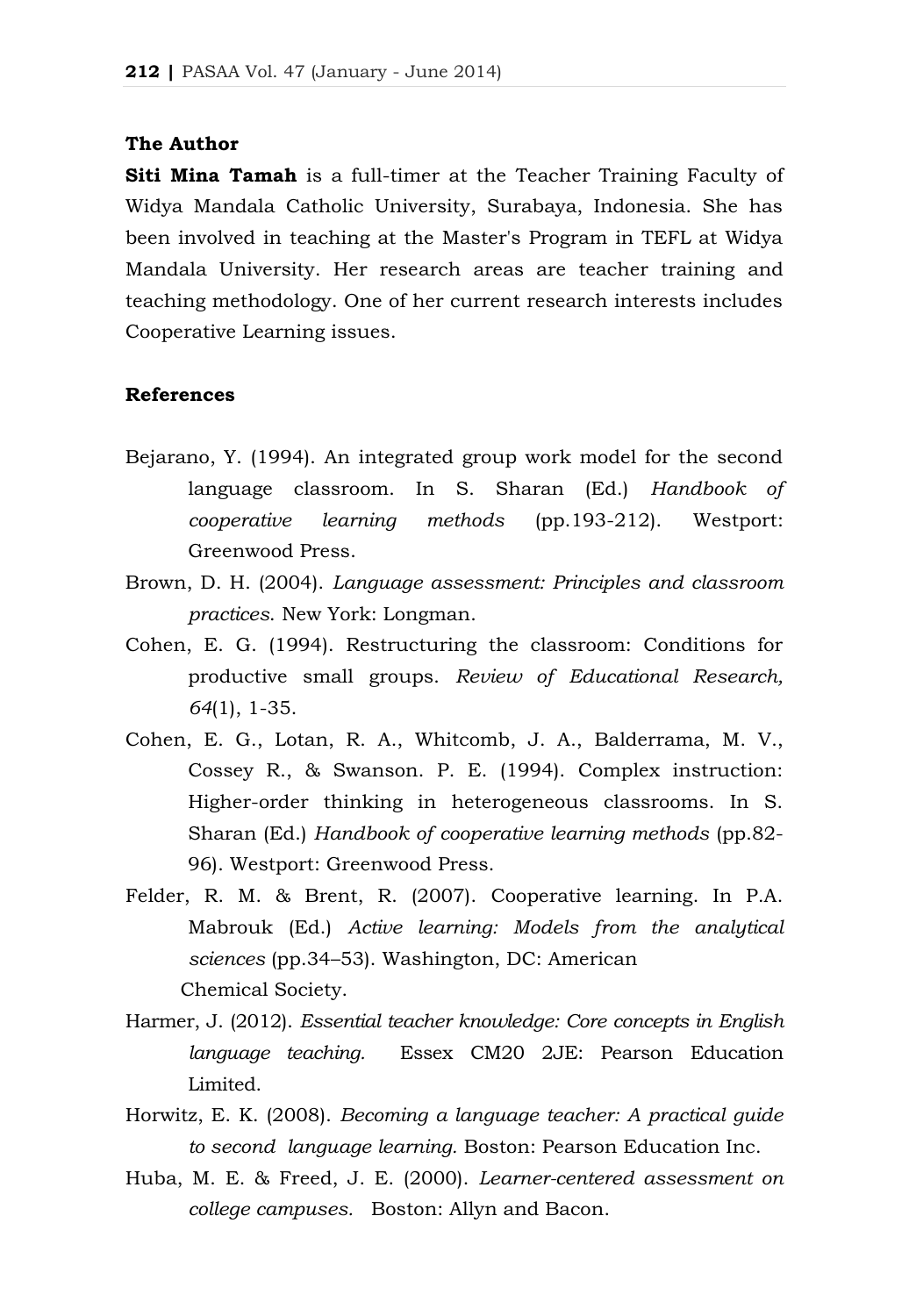**The Author**

**Siti Mina Tamah** is a full-timer at the Teacher Training Faculty of Widya Mandala Catholic University, Surabaya, Indonesia. She has been involved in teaching at the Master's Program in TEFL at Widya Mandala University. Her research areas are teacher training and teaching methodology. One of her current research interests includes Cooperative Learning issues.

**References**

Bejarano, Y. (1994). An integrated group work model for the second language classroom. In S. Sharan (Ed.) *Handbook of cooperative learning methods* (pp.193-212). Westport: Greenwood Press.

Brown, D. H. (2004). *Language assessment: Principles and classroom practices*. New York: Longman.

Cohen, E. G. (1994). Restructuring the classroom: Conditions for productive small groups. *Review of Educational Research, 64*(1), 1-35.

Cohen, E. G., Lotan, R. A., Whitcomb, J. A., Balderrama, M. V., Cossey R., & Swanson. P. E. (1994). Complex instruction: Higher-order thinking in heterogeneous classrooms. In S. Sharan (Ed.) *Handbook of cooperative learning methods* (pp.82-96). Westport: Greenwood Press.

Felder, R. M. & Brent, R. (2007). Cooperative learning. In P.A. Mabrouk (Ed.) *Active learning: Models from the analytical sciences* (pp.34–53). Washington, DC: American Chemical Society.

Harmer, J. (2012). *Essential teacher knowledge: Core concepts in English language teaching.* Essex CM20 2JE: Pearson Education Limited.

Horwitz, E. K. (2008). *Becoming a language teacher: A practical guide to second language learning.* Boston: Pearson Education Inc.

Huba, M. E. & Freed, J. E. (2000). *Learner-centered assessment on college campuses.* Boston: Allyn and Bacon.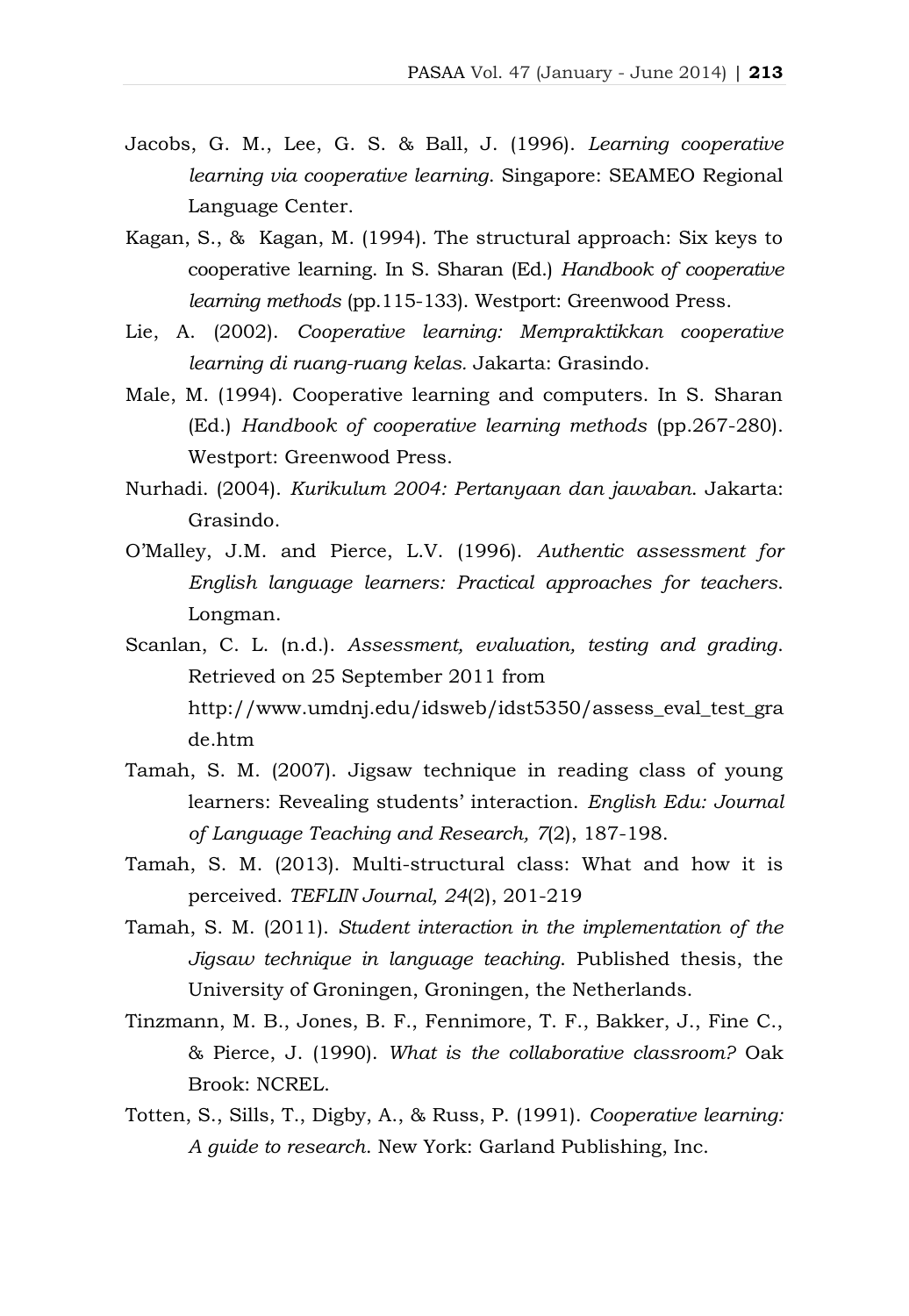Jacobs, G. M., Lee, G. S. & Ball, J. (1996). *Learning cooperative learning via cooperative learning*. Singapore: SEAMEO Regional Language Center.

Kagan, S., & Kagan, M. (1994). The structural approach: Six keys to cooperative learning. In S. Sharan (Ed.) *Handbook of cooperative learning methods* (pp.115-133). Westport: Greenwood Press.

Lie, A. (2002). *Cooperative learning: Mempraktikkan cooperative learning di ruang-ruang kelas.* Jakarta: Grasindo.

Male, M. (1994). Cooperative learning and computers. In S. Sharan (Ed.) *Handbook of cooperative learning methods* (pp.267-280). Westport: Greenwood Press.

Nurhadi. (2004). *Kurikulum 2004: Pertanyaan dan jawaban*. Jakarta: Grasindo.

O'Malley, J.M. and Pierce, L.V. (1996). *Authentic assessment for English language learners: Practical approaches for teachers*. Longman.

Scanlan, C. L. (n.d.). *Assessment, evaluation, testing and grading*. Retrieved on 25 September 2011 from http://www.umdnj.edu/idsweb/idst5350/assess_eval_test_grade.htm

Tamah, S. M. (2007). Jigsaw technique in reading class of young learners: Revealing students' interaction. *English Edu: Journal of Language Teaching and Research, 7*(2), 187-198.

Tamah, S. M. (2013). Multi-structural class: What and how it is perceived. *TEFLIN Journal, 24*(2), 201-219

Tamah, S. M. (2011). *Student interaction in the implementation of the Jigsaw technique in language teaching*. Published thesis, the University of Groningen, Groningen, the Netherlands.

Tinzmann, M. B., Jones, B. F., Fennimore, T. F., Bakker, J., Fine C., & Pierce, J. (1990). *What is the collaborative classroom?* Oak Brook: NCREL.

Totten, S., Sills, T., Digby, A., & Russ, P. (1991). *Cooperative learning: A guide to research*. New York: Garland Publishing, Inc.